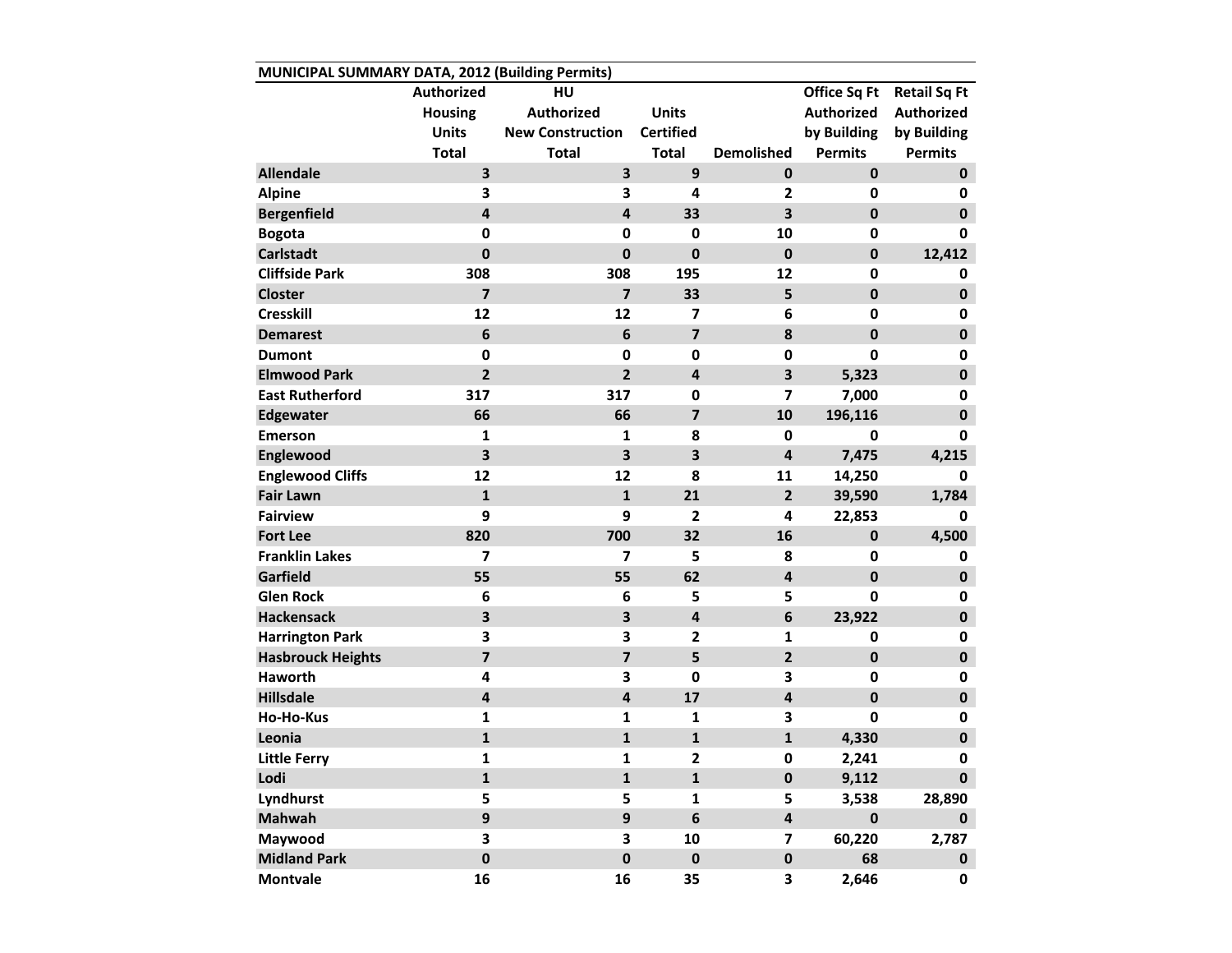MUNICIPAL SUMMARY DATA, 2012 (Building Permits)

| | Authorized Housing Units Total | HU Authorized New Construction Total | Units Certified Total | Demolished | Office Sq Ft Authorized by Building Permits | Retail Sq Ft Authorized by Building Permits |
|---|---|---|---|---|---|---|
| **Allendale** | 3 | 3 | 9 | 0 | 0 | 0 |
| **Alpine** | 3 | 3 | 4 | 2 | 0 | 0 |
| **Bergenfield** | 4 | 4 | 33 | 3 | 0 | 0 |
| **Bogota** | 0 | 0 | 0 | 10 | 0 | 0 |
| **Carlstadt** | 0 | 0 | 0 | 0 | 0 | 12,412 |
| **Cliffside Park** | 308 | 308 | 195 | 12 | 0 | 0 |
| **Closter** | 7 | 7 | 33 | 5 | 0 | 0 |
| **Cresskill** | 12 | 12 | 7 | 6 | 0 | 0 |
| **Demarest** | 6 | 6 | 7 | 8 | 0 | 0 |
| **Dumont** | 0 | 0 | 0 | 0 | 0 | 0 |
| **Elmwood Park** | 2 | 2 | 4 | 3 | 5,323 | 0 |
| **East Rutherford** | 317 | 317 | 0 | 7 | 7,000 | 0 |
| **Edgewater** | 66 | 66 | 7 | 10 | 196,116 | 0 |
| **Emerson** | 1 | 1 | 8 | 0 | 0 | 0 |
| **Englewood** | 3 | 3 | 3 | 4 | 7,475 | 4,215 |
| **Englewood Cliffs** | 12 | 12 | 8 | 11 | 14,250 | 0 |
| **Fair Lawn** | 1 | 1 | 21 | 2 | 39,590 | 1,784 |
| **Fairview** | 9 | 9 | 2 | 4 | 22,853 | 0 |
| **Fort Lee** | 820 | 700 | 32 | 16 | 0 | 4,500 |
| **Franklin Lakes** | 7 | 7 | 5 | 8 | 0 | 0 |
| **Garfield** | 55 | 55 | 62 | 4 | 0 | 0 |
| **Glen Rock** | 6 | 6 | 5 | 5 | 0 | 0 |
| **Hackensack** | 3 | 3 | 4 | 6 | 23,922 | 0 |
| **Harrington Park** | 3 | 3 | 2 | 1 | 0 | 0 |
| **Hasbrouck Heights** | 7 | 7 | 5 | 2 | 0 | 0 |
| **Haworth** | 4 | 3 | 0 | 3 | 0 | 0 |
| **Hillsdale** | 4 | 4 | 17 | 4 | 0 | 0 |
| **Ho-Ho-Kus** | 1 | 1 | 1 | 3 | 0 | 0 |
| **Leonia** | 1 | 1 | 1 | 1 | 4,330 | 0 |
| **Little Ferry** | 1 | 1 | 2 | 0 | 2,241 | 0 |
| **Lodi** | 1 | 1 | 1 | 0 | 9,112 | 0 |
| **Lyndhurst** | 5 | 5 | 1 | 5 | 3,538 | 28,890 |
| **Mahwah** | 9 | 9 | 6 | 4 | 0 | 0 |
| **Maywood** | 3 | 3 | 10 | 7 | 60,220 | 2,787 |
| **Midland Park** | 0 | 0 | 0 | 0 | 68 | 0 |
| **Montvale** | 16 | 16 | 35 | 3 | 2,646 | 0 |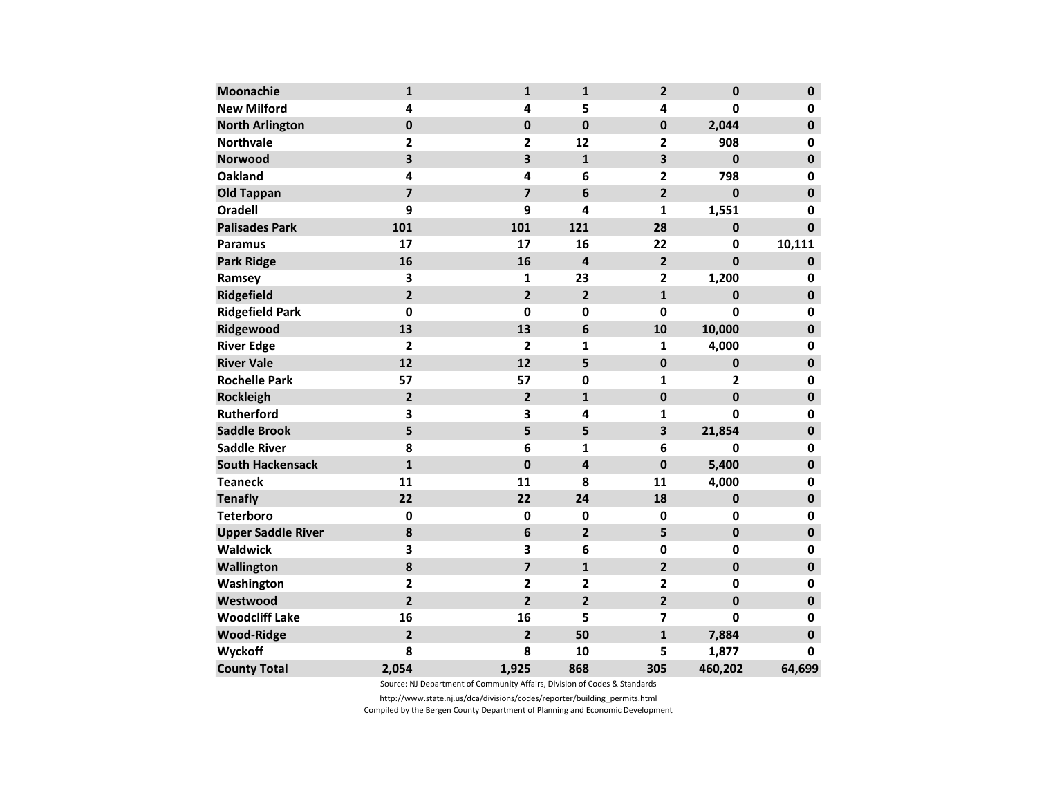| | | | | | | |
|---|---|---|---|---|---|---|
| **Moonachie** | **1** | **1** | **1** | **2** | **0** | **0** |
| **New Milford** | **4** | **4** | **5** | **4** | **0** | **0** |
| **North Arlington** | **0** | **0** | **0** | **0** | **2,044** | **0** |
| **Northvale** | **2** | **2** | **12** | **2** | **908** | **0** |
| **Norwood** | **3** | **3** | **1** | **3** | **0** | **0** |
| **Oakland** | **4** | **4** | **6** | **2** | **798** | **0** |
| **Old Tappan** | **7** | **7** | **6** | **2** | **0** | **0** |
| **Oradell** | **9** | **9** | **4** | **1** | **1,551** | **0** |
| **Palisades Park** | **101** | **101** | **121** | **28** | **0** | **0** |
| **Paramus** | **17** | **17** | **16** | **22** | **0** | **10,111** |
| **Park Ridge** | **16** | **16** | **4** | **2** | **0** | **0** |
| **Ramsey** | **3** | **1** | **23** | **2** | **1,200** | **0** |
| **Ridgefield** | **2** | **2** | **2** | **1** | **0** | **0** |
| **Ridgefield Park** | **0** | **0** | **0** | **0** | **0** | **0** |
| **Ridgewood** | **13** | **13** | **6** | **10** | **10,000** | **0** |
| **River Edge** | **2** | **2** | **1** | **1** | **4,000** | **0** |
| **River Vale** | **12** | **12** | **5** | **0** | **0** | **0** |
| **Rochelle Park** | **57** | **57** | **0** | **1** | **2** | **0** |
| **Rockleigh** | **2** | **2** | **1** | **0** | **0** | **0** |
| **Rutherford** | **3** | **3** | **4** | **1** | **0** | **0** |
| **Saddle Brook** | **5** | **5** | **5** | **3** | **21,854** | **0** |
| **Saddle River** | **8** | **6** | **1** | **6** | **0** | **0** |
| **South Hackensack** | **1** | **0** | **4** | **0** | **5,400** | **0** |
| **Teaneck** | **11** | **11** | **8** | **11** | **4,000** | **0** |
| **Tenafly** | **22** | **22** | **24** | **18** | **0** | **0** |
| **Teterboro** | **0** | **0** | **0** | **0** | **0** | **0** |
| **Upper Saddle River** | **8** | **6** | **2** | **5** | **0** | **0** |
| **Waldwick** | **3** | **3** | **6** | **0** | **0** | **0** |
| **Wallington** | **8** | **7** | **1** | **2** | **0** | **0** |
| **Washington** | **2** | **2** | **2** | **2** | **0** | **0** |
| **Westwood** | **2** | **2** | **2** | **2** | **0** | **0** |
| **Woodcliff Lake** | **16** | **16** | **5** | **7** | **0** | **0** |
| **Wood-Ridge** | **2** | **2** | **50** | **1** | **7,884** | **0** |
| **Wyckoff** | **8** | **8** | **10** | **5** | **1,877** | **0** |
| **County Total** | **2,054** | **1,925** | **868** | **305** | **460,202** | **64,699** |

Source: NJ Department of Community Affairs, Division of Codes & Standards

http://www.state.nj.us/dca/divisions/codes/reporter/building_permits.html

Compiled by the Bergen County Department of Planning and Economic Development